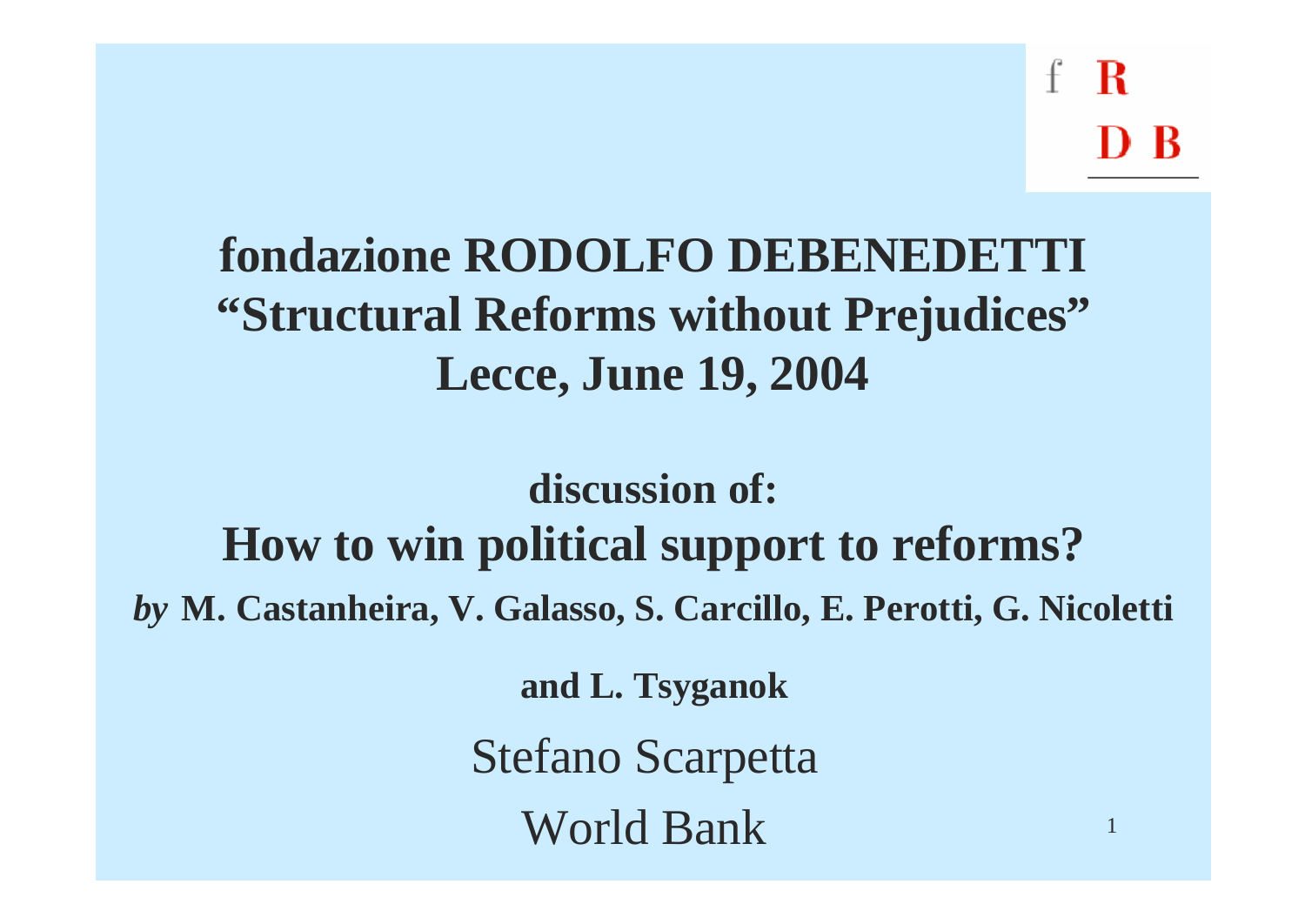# fondazione RODOLFO DEBENEDETTI
# "Structural Reforms without Prejudices"
# Lecce, June 19, 2004

**discussion of:**

## How to win political support to reforms?

*by* **M. Castanheira, V. Galasso, S. Carcillo, E. Perotti, G. Nicoletti and L. Tsyganok**

Stefano Scarpetta

World Bank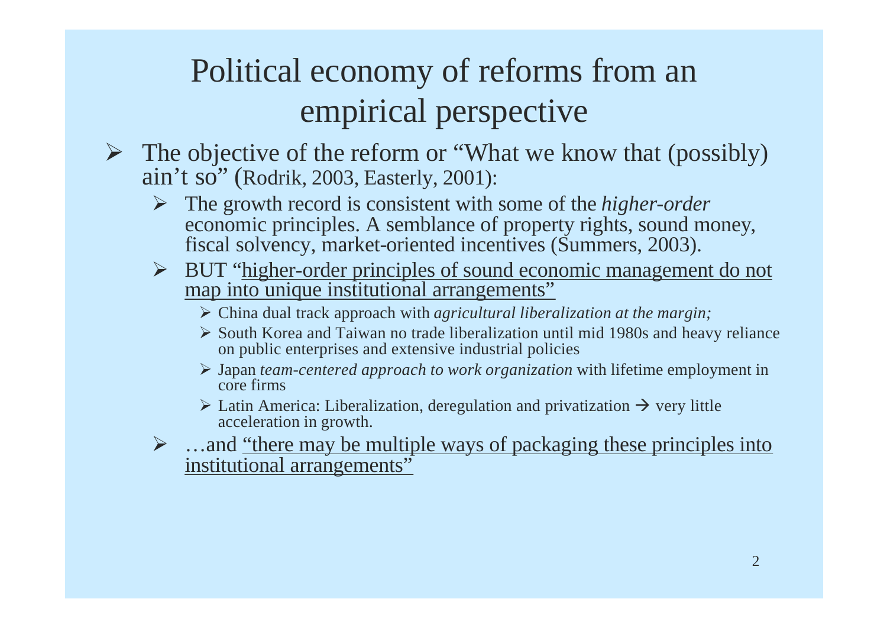# Political economy of reforms from an empirical perspective

- The objective of the reform or "What we know that (possibly) ain't so" (Rodrik, 2003, Easterly, 2001):
  - The growth record is consistent with some of the *higher-order* economic principles. A semblance of property rights, sound money, fiscal solvency, market-oriented incentives (Summers, 2003).
  - BUT "<u>higher-order principles of sound economic management do not map into unique institutional arrangements</u>"
    - China dual track approach with *agricultural liberalization at the margin;*
    - South Korea and Taiwan no trade liberalization until mid 1980s and heavy reliance on public enterprises and extensive industrial policies
    - Japan *team-centered approach to work organization* with lifetime employment in core firms
    - Latin America: Liberalization, deregulation and privatization → very little acceleration in growth.
  - …and "<u>there may be multiple ways of packaging these principles into institutional arrangements</u>"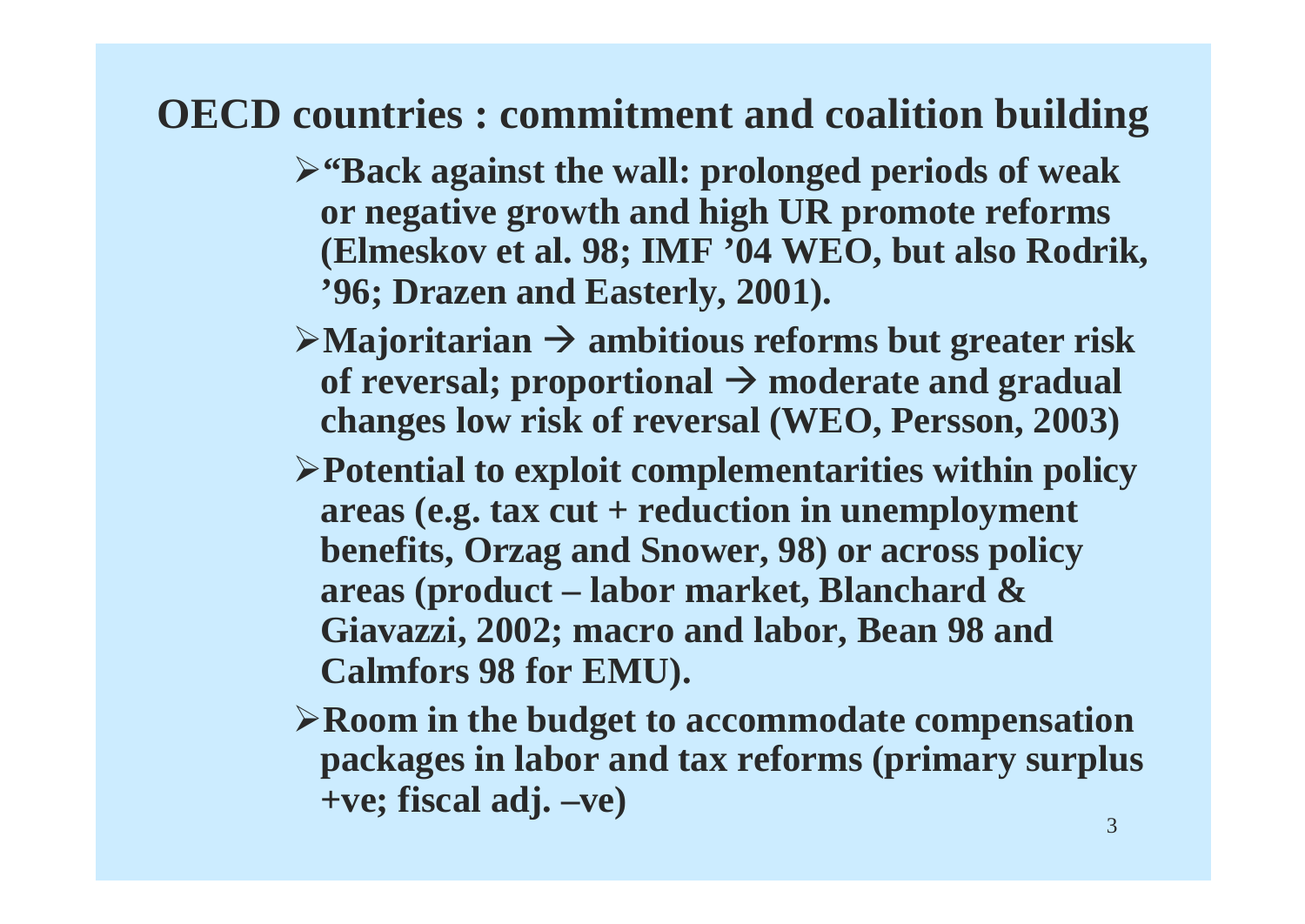## OECD countries : commitment and coalition building

- **"Back against the wall: prolonged periods of weak or negative growth and high UR promote reforms (Elmeskov et al. 98; IMF '04 WEO, but also Rodrik, '96; Drazen and Easterly, 2001).**
- **Majoritarian → ambitious reforms but greater risk of reversal; proportional → moderate and gradual changes low risk of reversal (WEO, Persson, 2003)**
- **Potential to exploit complementarities within policy areas (e.g. tax cut + reduction in unemployment benefits, Orzag and Snower, 98) or across policy areas (product – labor market, Blanchard & Giavazzi, 2002; macro and labor, Bean 98 and Calmfors 98 for EMU).**
- **Room in the budget to accommodate compensation packages in labor and tax reforms (primary surplus +ve; fiscal adj. –ve)**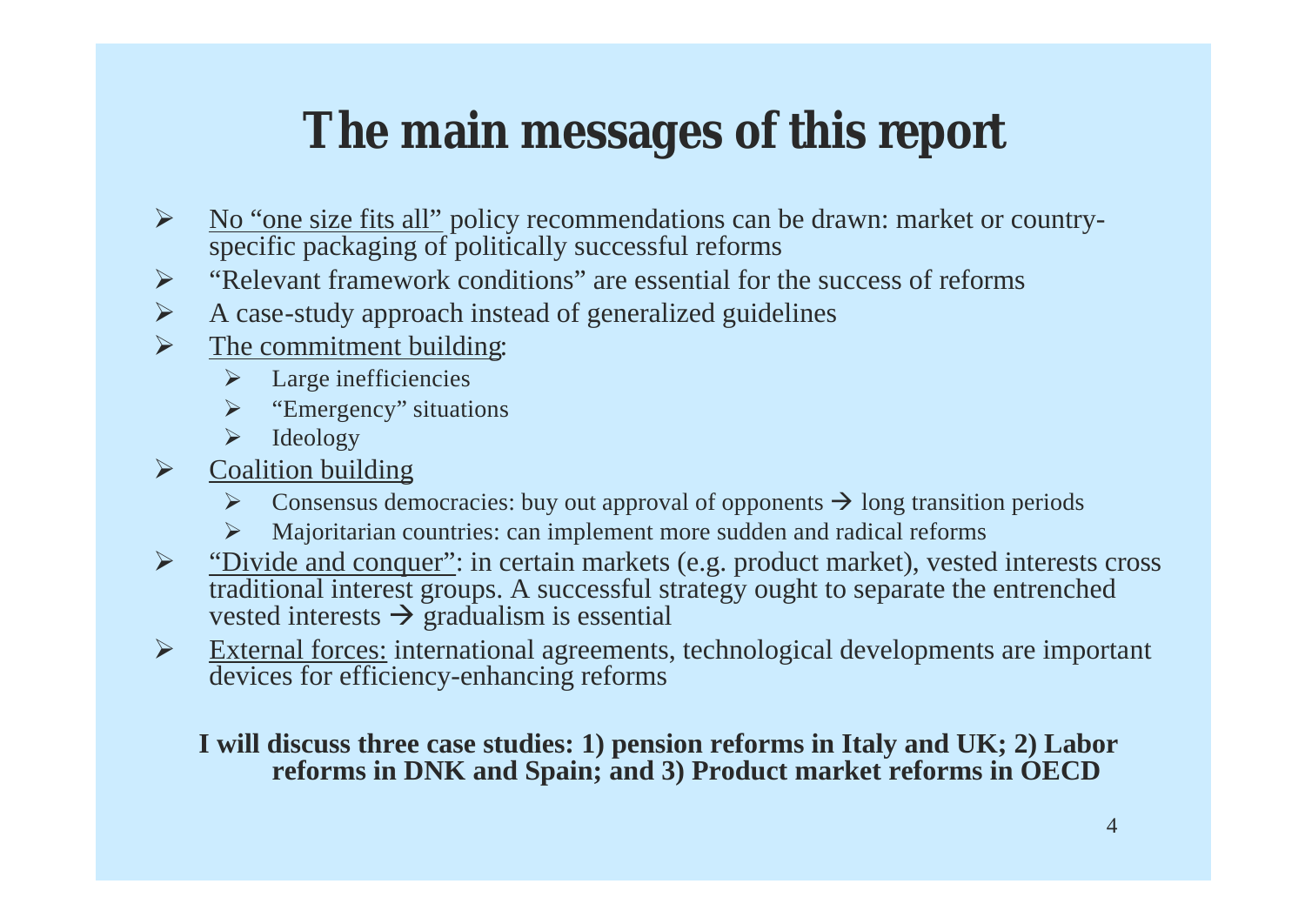# The main messages of this report

- No "one size fits all" policy recommendations can be drawn: market or country-specific packaging of politically successful reforms
- "Relevant framework conditions" are essential for the success of reforms
- A case-study approach instead of generalized guidelines
- The commitment building:
  - Large inefficiencies
  - "Emergency" situations
  - Ideology
- Coalition building
  - Consensus democracies: buy out approval of opponents → long transition periods
  - Majoritarian countries: can implement more sudden and radical reforms
- "Divide and conquer": in certain markets (e.g. product market), vested interests cross traditional interest groups. A successful strategy ought to separate the entrenched vested interests → gradualism is essential
- External forces: international agreements, technological developments are important devices for efficiency-enhancing reforms

**I will discuss three case studies: 1) pension reforms in Italy and UK; 2) Labor reforms in DNK and Spain; and 3) Product market reforms in OECD**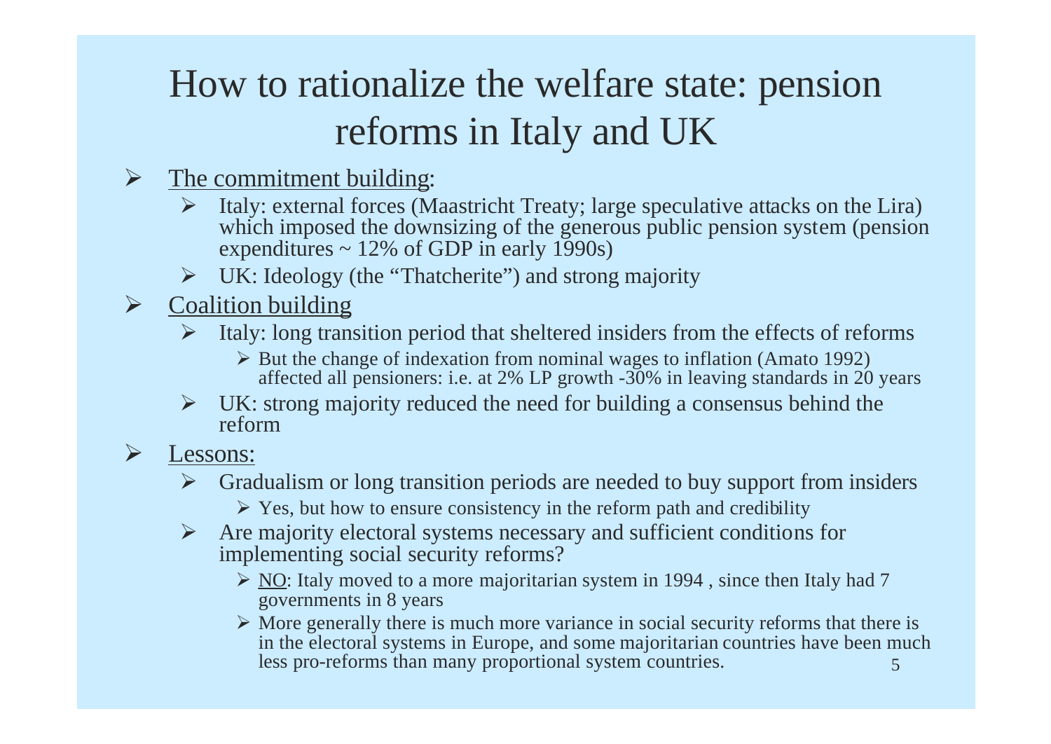# How to rationalize the welfare state: pension reforms in Italy and UK

- <u>The commitment building</u>:
  - Italy: external forces (Maastricht Treaty; large speculative attacks on the Lira) which imposed the downsizing of the generous public pension system (pension expenditures ~ 12% of GDP in early 1990s)
  - UK: Ideology (the "Thatcherite") and strong majority
- <u>Coalition building</u>
  - Italy: long transition period that sheltered insiders from the effects of reforms
    - But the change of indexation from nominal wages to inflation (Amato 1992) affected all pensioners: i.e. at 2% LP growth -30% in leaving standards in 20 years
  - UK: strong majority reduced the need for building a consensus behind the reform
- <u>Lessons:</u>
  - Gradualism or long transition periods are needed to buy support from insiders
    - Yes, but how to ensure consistency in the reform path and credibility
  - Are majority electoral systems necessary and sufficient conditions for implementing social security reforms?
    - <u>NO</u>: Italy moved to a more majoritarian system in 1994 , since then Italy had 7 governments in 8 years
    - More generally there is much more variance in social security reforms that there is in the electoral systems in Europe, and some majoritarian countries have been much less pro-reforms than many proportional system countries.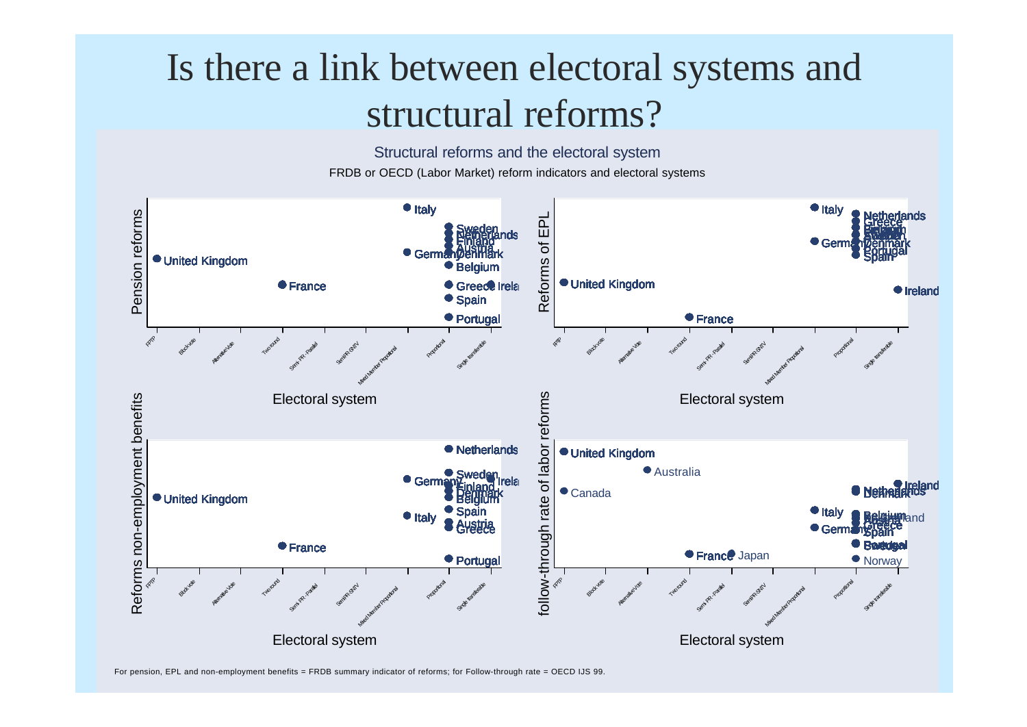# Is there a link between electoral systems and structural reforms?

Structural reforms and the electoral system

FRDB or OECD (Labor Market) reform indicators and electoral systems

For pension, EPL and non-employment benefits = FRDB summary indicator of reforms; for Follow-through rate = OECD IJS 99.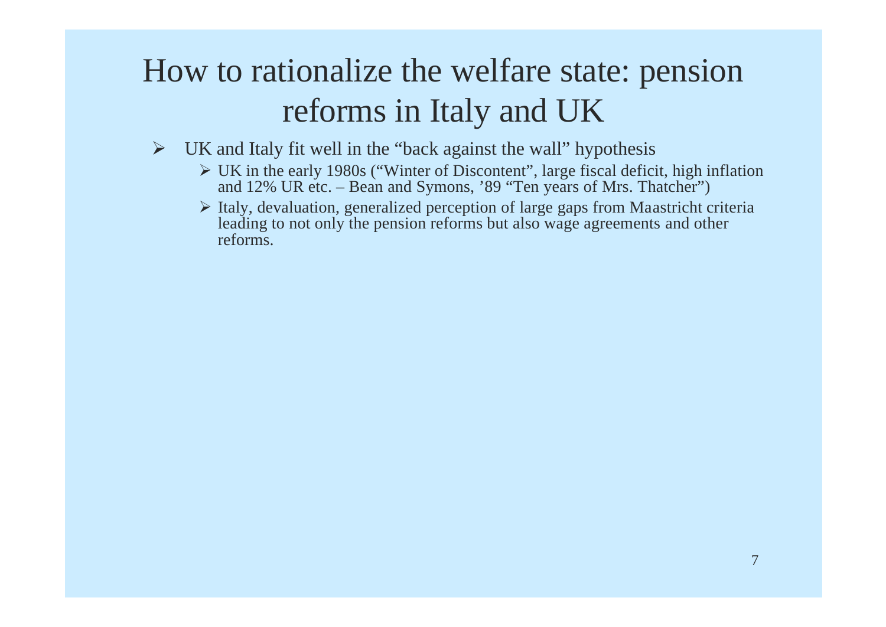# How to rationalize the welfare state: pension reforms in Italy and UK

- UK and Italy fit well in the "back against the wall" hypothesis
  - UK in the early 1980s ("Winter of Discontent", large fiscal deficit, high inflation and 12% UR etc. – Bean and Symons, '89 "Ten years of Mrs. Thatcher")
  - Italy, devaluation, generalized perception of large gaps from Maastricht criteria leading to not only the pension reforms but also wage agreements and other reforms.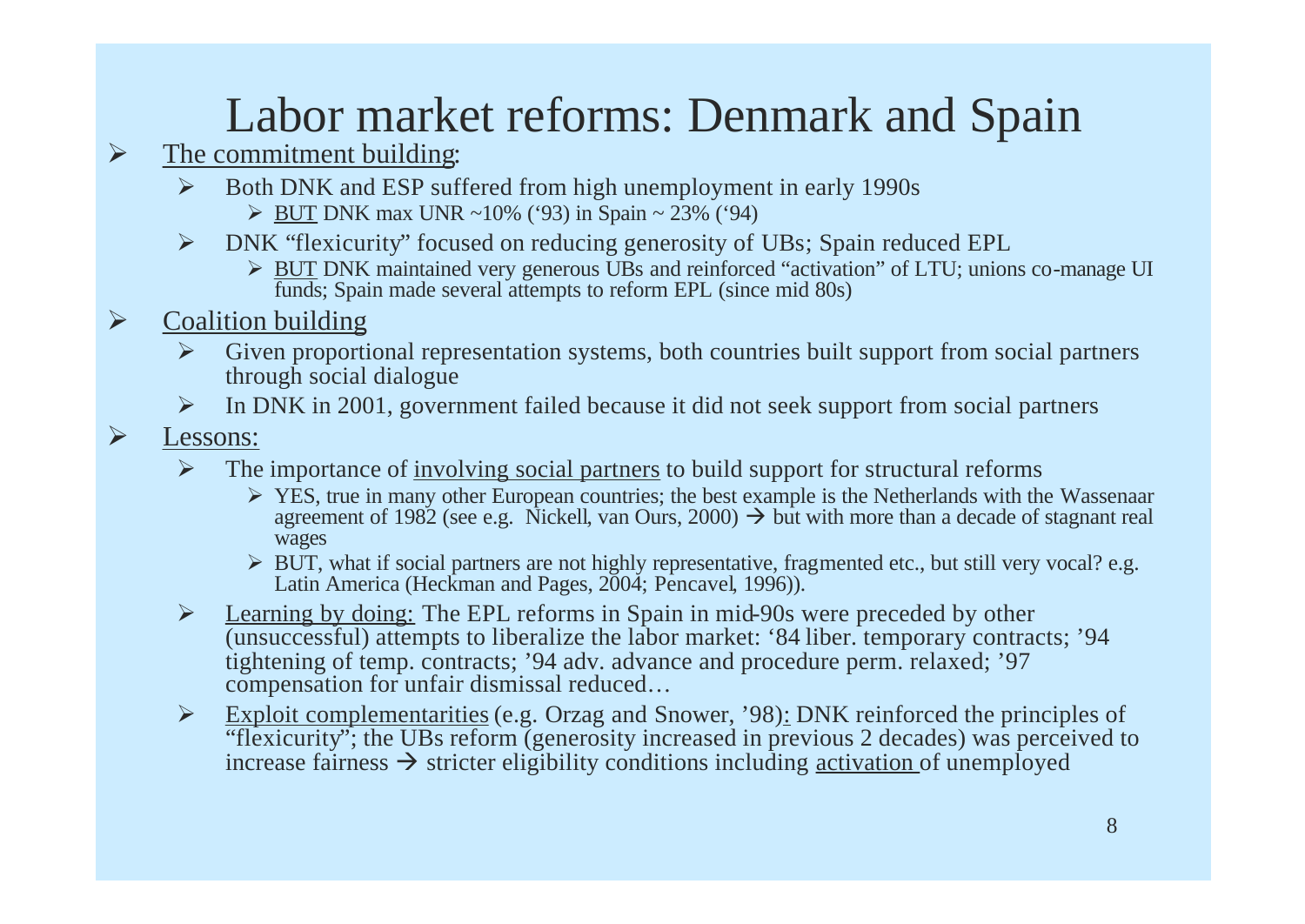# Labor market reforms: Denmark and Spain

- The commitment building:
  - Both DNK and ESP suffered from high unemployment in early 1990s
    - BUT DNK max UNR ~10% ('93) in Spain ~ 23% ('94)
  - DNK "flexicurity" focused on reducing generosity of UBs; Spain reduced EPL
    - BUT DNK maintained very generous UBs and reinforced "activation" of LTU; unions co-manage UI funds; Spain made several attempts to reform EPL (since mid 80s)
- Coalition building
  - Given proportional representation systems, both countries built support from social partners through social dialogue
  - In DNK in 2001, government failed because it did not seek support from social partners
- Lessons:
  - The importance of involving social partners to build support for structural reforms
    - YES, true in many other European countries; the best example is the Netherlands with the Wassenaar agreement of 1982 (see e.g. Nickell, van Ours, 2000) → but with more than a decade of stagnant real wages
    - BUT, what if social partners are not highly representative, fragmented etc., but still very vocal? e.g. Latin America (Heckman and Pages, 2004; Pencavel, 1996)).
  - Learning by doing: The EPL reforms in Spain in mid-90s were preceded by other (unsuccessful) attempts to liberalize the labor market: '84 liber. temporary contracts; '94 tightening of temp. contracts; '94 adv. advance and procedure perm. relaxed; '97 compensation for unfair dismissal reduced…
  - Exploit complementarities (e.g. Orzag and Snower, '98): DNK reinforced the principles of "flexicurity"; the UBs reform (generosity increased in previous 2 decades) was perceived to increase fairness → stricter eligibility conditions including activation of unemployed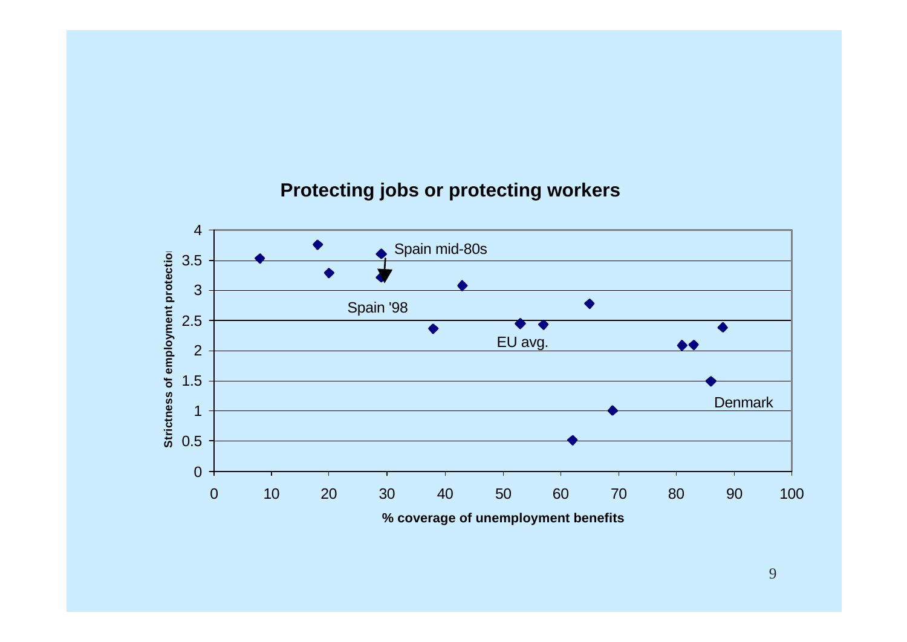**Protecting jobs or protecting workers**

Strictness of employment protection (y-axis, 0–4) vs. % coverage of unemployment benefits (x-axis, 0–100)

Labels: Spain mid-80s, Spain '98, EU avg., Denmark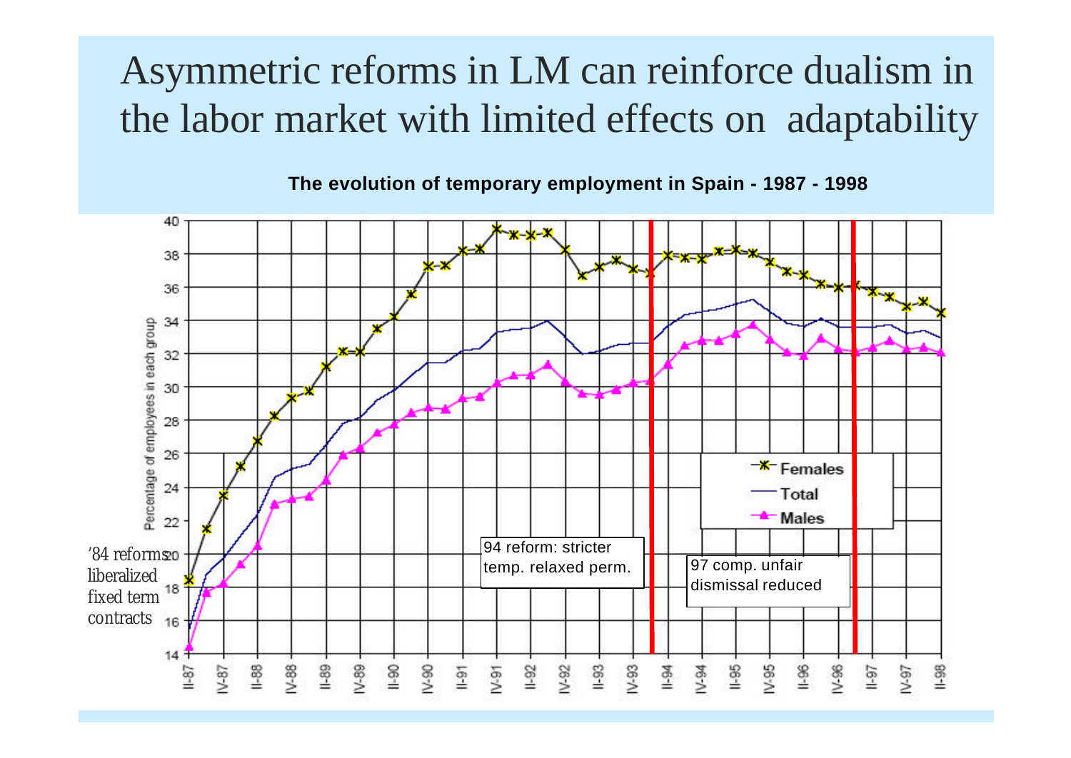# Asymmetric reforms in LM can reinforce dualism in the labor market with limited effects on adaptability

**The evolution of temporary employment in Spain - 1987 - 1998**

'84 reforms liberalized fixed term contracts

94 reform: stricter temp. relaxed perm.

97 comp. unfair dismissal reduced

Percentage of employees in each group

Females

Total

Males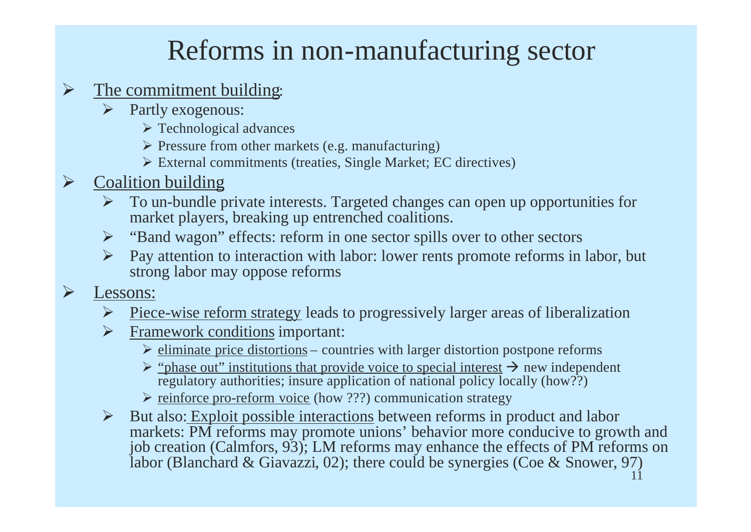# Reforms in non-manufacturing sector

- The commitment building:
  - Partly exogenous:
    - Technological advances
    - Pressure from other markets (e.g. manufacturing)
    - External commitments (treaties, Single Market; EC directives)
- Coalition building
  - To un-bundle private interests. Targeted changes can open up opportunities for market players, breaking up entrenched coalitions.
  - "Band wagon" effects: reform in one sector spills over to other sectors
  - Pay attention to interaction with labor: lower rents promote reforms in labor, but strong labor may oppose reforms
- Lessons:
  - Piece-wise reform strategy leads to progressively larger areas of liberalization
  - Framework conditions important:
    - eliminate price distortions – countries with larger distortion postpone reforms
    - "phase out" institutions that provide voice to special interest → new independent regulatory authorities; insure application of national policy locally (how??)
    - reinforce pro-reform voice (how ???) communication strategy
  - But also: Exploit possible interactions between reforms in product and labor markets: PM reforms may promote unions' behavior more conducive to growth and job creation (Calmfors, 93); LM reforms may enhance the effects of PM reforms on labor (Blanchard & Giavazzi, 02); there could be synergies (Coe & Snower, 97)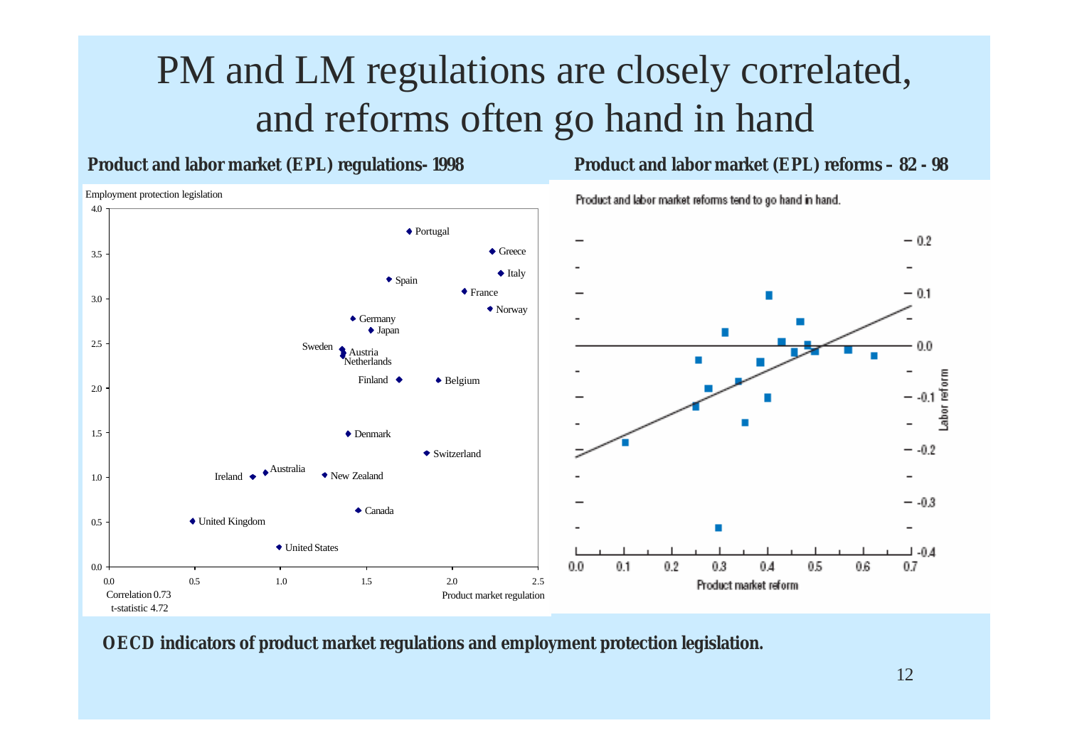# PM and LM regulations are closely correlated, and reforms often go hand in hand

**Product and labor market (EPL) regulations- 1998**

Employment protection legislation

Correlation 0.73
t-statistic 4.72

Product market regulation

**Product and labor market (EPL) reforms – 82 - 98**

Product and labor market reforms tend to go hand in hand.

Labor reform

Product market reform

**OECD indicators of product market regulations and employment protection legislation.**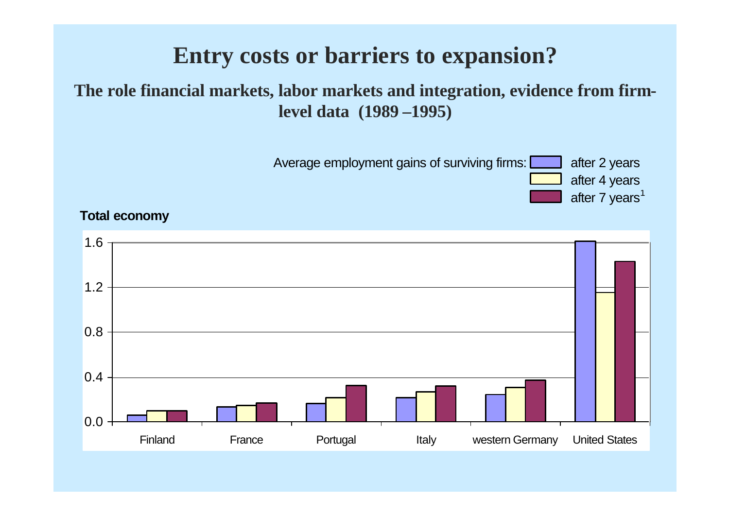# Entry costs or barriers to expansion?

**The role financial markets, labor markets and integration, evidence from firm-level data (1989 –1995)**

Average employment gains of surviving firms:

after 2 years

after 4 years

after 7 years[1]

**Total economy**

1.6

1.2

0.8

0.4

0.0

Finland

France

Portugal

Italy

western Germany

United States